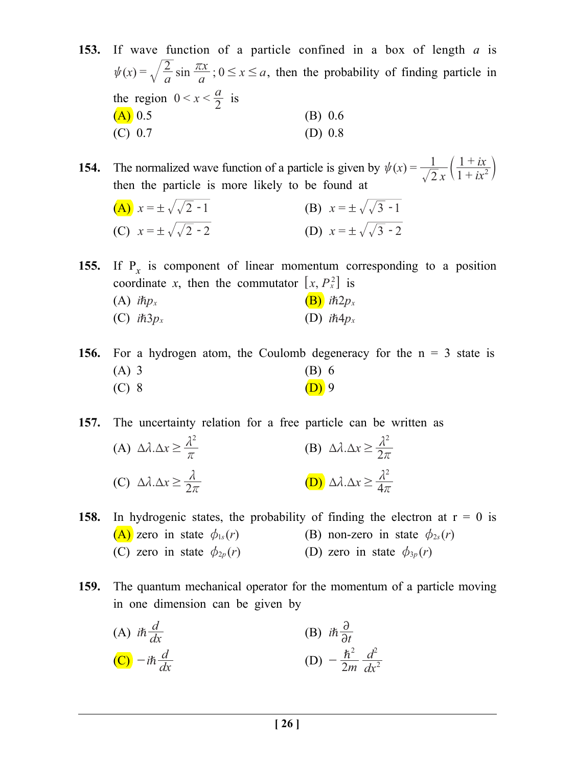153. If wave function of a particle confined in a box of length $a$ is $\psi(x) = \sqrt{\dfrac{2}{a}} \sin \dfrac{\pi x}{a}$ ; $0 \le x \le a$, then the probability of finding particle in the region $0 < x < \dfrac{a}{2}$ is

(A) 0.5 (B) 0.6

(C) 0.7 (D) 0.8

154. The normalized wave function of a particle is given by $\psi(x) = \dfrac{1}{\sqrt{2}\,x}\left(\dfrac{1+ix}{1+ix^2}\right)$ then the particle is more likely to be found at

(A) $x = \pm\sqrt{\sqrt{2}-1}$ (B) $x = \pm\sqrt{\sqrt{3}-1}$

(C) $x = \pm\sqrt{\sqrt{2}-2}$ (D) $x = \pm\sqrt{\sqrt{3}-2}$

155. If $P_x$ is component of linear momentum corresponding to a position coordinate $x$, then the commutator $[x, P_x^2]$ is

(A) $i\hbar p_x$ (B) $i\hbar 2p_x$

(C) $i\hbar 3p_x$ (D) $i\hbar 4p_x$

156. For a hydrogen atom, the Coulomb degeneracy for the n = 3 state is

(A) 3 (B) 6

(C) 8 (D) 9

157. The uncertainty relation for a free particle can be written as

(A) $\Delta\lambda.\Delta x \ge \dfrac{\lambda^2}{\pi}$ (B) $\Delta\lambda.\Delta x \ge \dfrac{\lambda^2}{2\pi}$

(C) $\Delta\lambda.\Delta x \ge \dfrac{\lambda}{2\pi}$ (D) $\Delta\lambda.\Delta x \ge \dfrac{\lambda^2}{4\pi}$

158. In hydrogenic states, the probability of finding the electron at r = 0 is

(A) zero in state $\phi_{1s}(r)$ (B) non-zero in state $\phi_{2s}(r)$

(C) zero in state $\phi_{2p}(r)$ (D) zero in state $\phi_{3p}(r)$

159. The quantum mechanical operator for the momentum of a particle moving in one dimension can be given by

(A) $i\hbar\dfrac{d}{dx}$ (B) $i\hbar\dfrac{\partial}{\partial t}$

(C) $-i\hbar\dfrac{d}{dx}$ (D) $-\dfrac{\hbar^2}{2m}\dfrac{d^2}{dx^2}$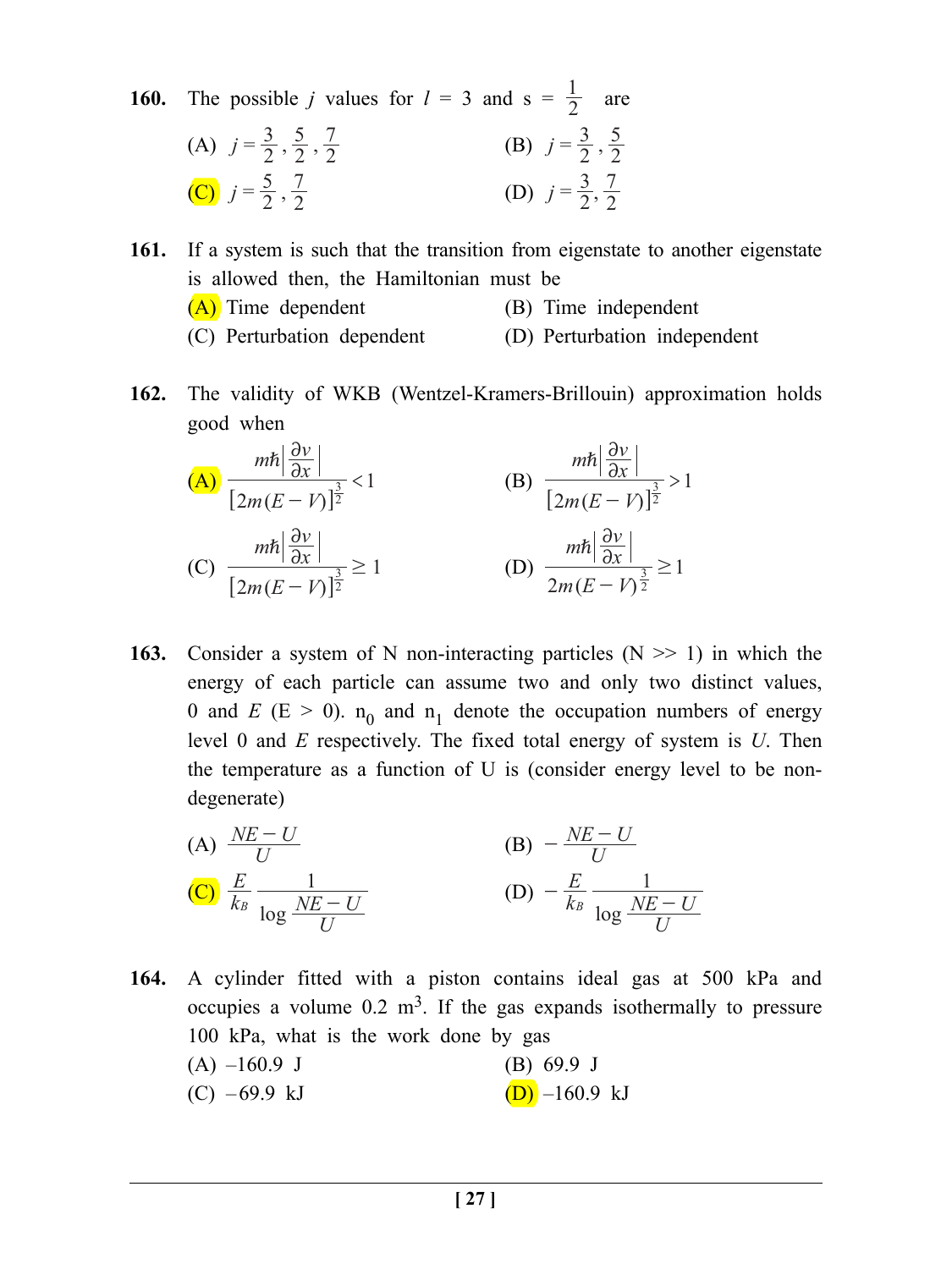**160.** The possible $j$ values for $l = 3$ and $s = \frac{1}{2}$ are

(A) $j = \frac{3}{2}, \frac{5}{2}, \frac{7}{2}$

(B) $j = \frac{3}{2}, \frac{5}{2}$

(C) $j = \frac{5}{2}, \frac{7}{2}$

(D) $j = \frac{3}{2}, \frac{7}{2}$

**161.** If a system is such that the transition from eigenstate to another eigenstate is allowed then, the Hamiltonian must be

(A) Time dependent

(B) Time independent

(C) Perturbation dependent

(D) Perturbation independent

**162.** The validity of WKB (Wentzel-Kramers-Brillouin) approximation holds good when

(A) $\dfrac{m\hbar\left|\frac{\partial v}{\partial x}\right|}{[2m(E-V)]^{\frac{3}{2}}} < 1$

(B) $\dfrac{m\hbar\left|\frac{\partial v}{\partial x}\right|}{[2m(E-V)]^{\frac{3}{2}}} > 1$

(C) $\dfrac{m\hbar\left|\frac{\partial v}{\partial x}\right|}{[2m(E-V)]^{\frac{3}{2}}} \geq 1$

(D) $\dfrac{m\hbar\left|\frac{\partial v}{\partial x}\right|}{2m(E-V)^{\frac{3}{2}}} \geq 1$

**163.** Consider a system of N non-interacting particles (N >> 1) in which the energy of each particle can assume two and only two distinct values, 0 and $E$ ($E > 0$). $n_0$ and $n_1$ denote the occupation numbers of energy level 0 and $E$ respectively. The fixed total energy of system is $U$. Then the temperature as a function of U is (consider energy level to be non-degenerate)

(A) $\dfrac{NE-U}{U}$

(B) $-\dfrac{NE-U}{U}$

(C) $\dfrac{E}{k_B}\dfrac{1}{\log\dfrac{NE-U}{U}}$

(D) $-\dfrac{E}{k_B}\dfrac{1}{\log\dfrac{NE-U}{U}}$

**164.** A cylinder fitted with a piston contains ideal gas at 500 kPa and occupies a volume 0.2 $m^3$. If the gas expands isothermally to pressure 100 kPa, what is the work done by gas

(A) –160.9 J

(B) 69.9 J

(C) –69.9 kJ

(D) –160.9 kJ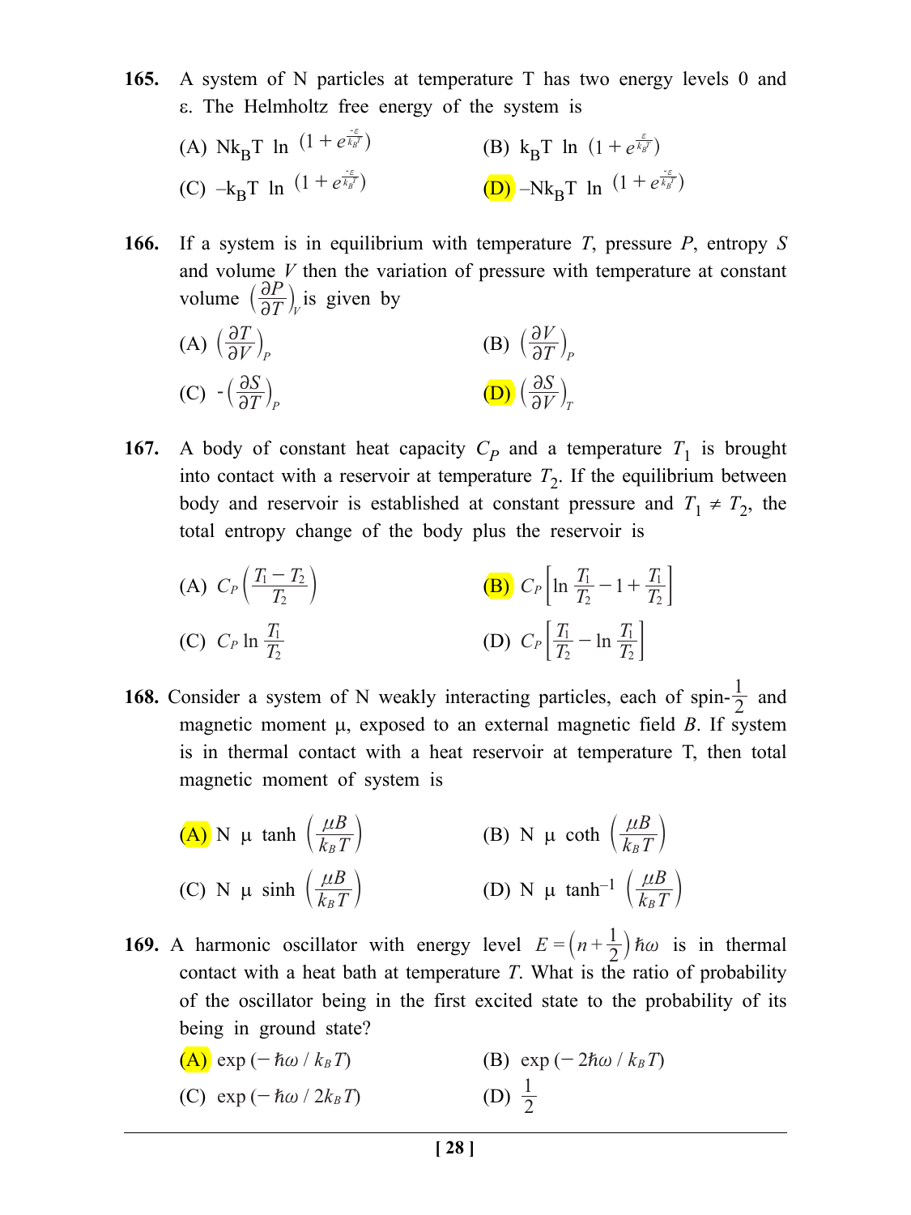**165.** A system of N particles at temperature T has two energy levels 0 and ε. The Helmholtz free energy of the system is

(A) $Nk_BT \ln (1 + e^{\frac{-\varepsilon}{k_B T}})$  (B) $k_BT \ln (1 + e^{\frac{\varepsilon}{k_B T}})$

(C) $-k_BT \ln (1 + e^{\frac{-\varepsilon}{k_B T}})$  (D) $-Nk_BT \ln (1 + e^{\frac{-\varepsilon}{k_B T}})$

**166.** If a system is in equilibrium with temperature $T$, pressure $P$, entropy $S$ and volume $V$ then the variation of pressure with temperature at constant volume $\left(\frac{\partial P}{\partial T}\right)_V$ is given by

(A) $\left(\frac{\partial T}{\partial V}\right)_P$  (B) $\left(\frac{\partial V}{\partial T}\right)_P$

(C) $-\left(\frac{\partial S}{\partial T}\right)_P$  (D) $\left(\frac{\partial S}{\partial V}\right)_T$

**167.** A body of constant heat capacity $C_P$ and a temperature $T_1$ is brought into contact with a reservoir at temperature $T_2$. If the equilibrium between body and reservoir is established at constant pressure and $T_1 \neq T_2$, the total entropy change of the body plus the reservoir is

(A) $C_P\left(\frac{T_1 - T_2}{T_2}\right)$  (B) $C_P\left[\ln \frac{T_1}{T_2} - 1 + \frac{T_1}{T_2}\right]$

(C) $C_P \ln \frac{T_1}{T_2}$  (D) $C_P\left[\frac{T_1}{T_2} - \ln \frac{T_1}{T_2}\right]$

**168.** Consider a system of N weakly interacting particles, each of spin-$\frac{1}{2}$ and magnetic moment μ, exposed to an external magnetic field $B$. If system is in thermal contact with a heat reservoir at temperature T, then total magnetic moment of system is

(A) $N\,\mu \tanh\left(\frac{\mu B}{k_B T}\right)$  (B) $N\,\mu \coth\left(\frac{\mu B}{k_B T}\right)$

(C) $N\,\mu \sinh\left(\frac{\mu B}{k_B T}\right)$  (D) $N\,\mu \tanh^{-1}\left(\frac{\mu B}{k_B T}\right)$

**169.** A harmonic oscillator with energy level $E = \left(n + \frac{1}{2}\right)\hbar\omega$ is in thermal contact with a heat bath at temperature $T$. What is the ratio of probability of the oscillator being in the first excited state to the probability of its being in ground state?

(A) $\exp(-\hbar\omega / k_B T)$  (B) $\exp(-2\hbar\omega / k_B T)$

(C) $\exp(-\hbar\omega / 2k_B T)$  (D) $\frac{1}{2}$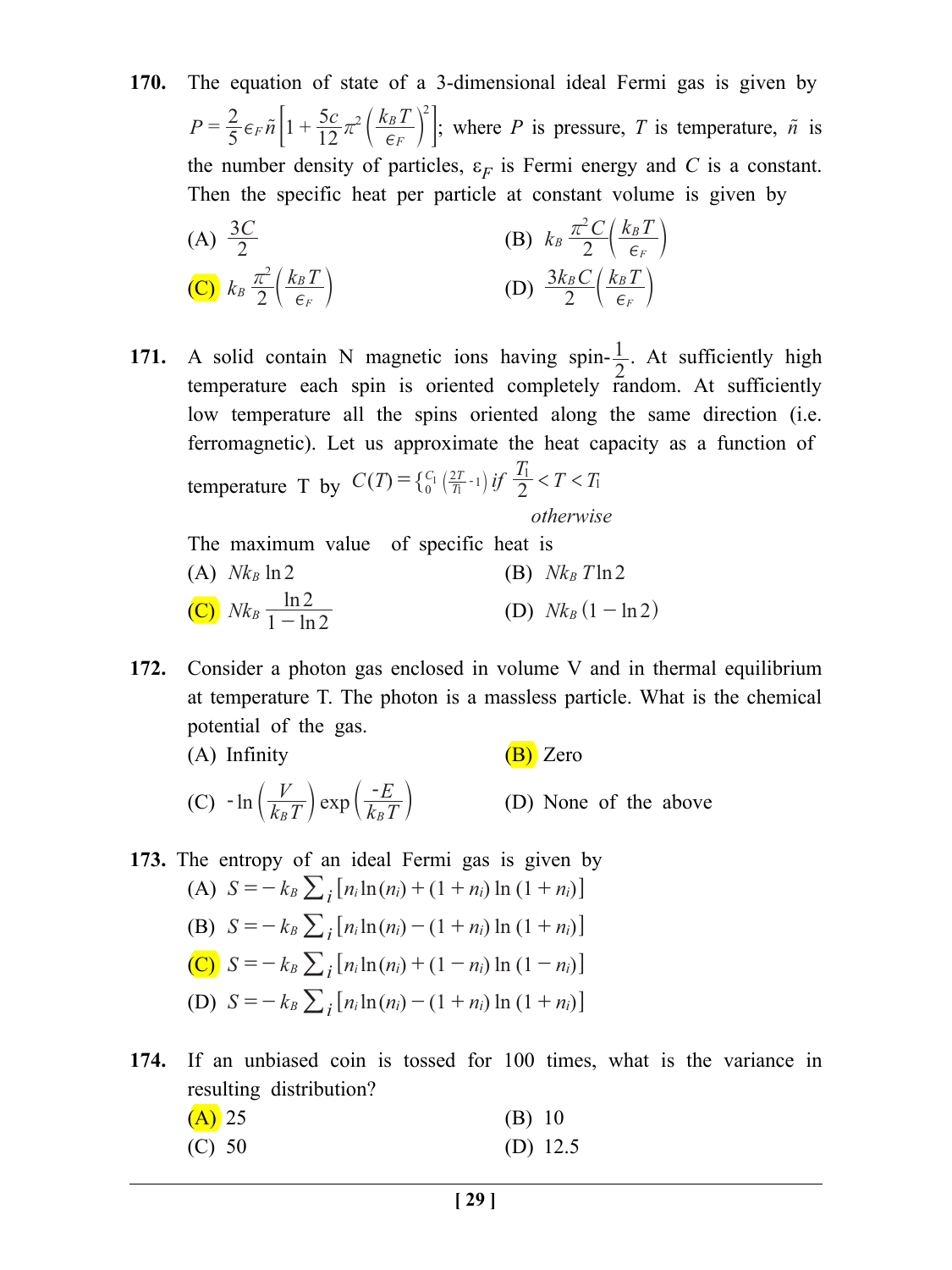**170.** The equation of state of a 3-dimensional ideal Fermi gas is given by $P = \frac{2}{5}\epsilon_F \tilde{n}\left[1 + \frac{5c}{12}\pi^2\left(\frac{k_B T}{\epsilon_F}\right)^2\right]$; where $P$ is pressure, $T$ is temperature, $\tilde{n}$ is the number density of particles, $\varepsilon_F$ is Fermi energy and $C$ is a constant. Then the specific heat per particle at constant volume is given by

(A) $\frac{3C}{2}$ (B) $k_B \frac{\pi^2 C}{2}\left(\frac{k_B T}{\epsilon_F}\right)$

(C) $k_B \frac{\pi^2}{2}\left(\frac{k_B T}{\epsilon_F}\right)$ (D) $\frac{3k_B C}{2}\left(\frac{k_B T}{\epsilon_F}\right)$

**171.** A solid contain N magnetic ions having spin-$\frac{1}{2}$. At sufficiently high temperature each spin is oriented completely random. At sufficiently low temperature all the spins oriented along the same direction (i.e. ferromagnetic). Let us approximate the heat capacity as a function of temperature T by $C(T) = \begin{cases} C_1\left(\frac{2T}{T_1} - 1\right) & if\ \frac{T_1}{2} < T < T_1 \\ 0 & otherwise \end{cases}$

The maximum value of specific heat is

(A) $Nk_B \ln 2$ (B) $Nk_B T \ln 2$

(C) $Nk_B \frac{\ln 2}{1 - \ln 2}$ (D) $Nk_B (1 - \ln 2)$

**172.** Consider a photon gas enclosed in volume V and in thermal equilibrium at temperature T. The photon is a massless particle. What is the chemical potential of the gas.

(A) Infinity (B) Zero

(C) $-\ln\left(\frac{V}{k_B T}\right)\exp\left(\frac{-E}{k_B T}\right)$ (D) None of the above

**173.** The entropy of an ideal Fermi gas is given by

(A) $S = -k_B \sum_i [n_i \ln(n_i) + (1 + n_i)\ln(1 + n_i)]$

(B) $S = -k_B \sum_i [n_i \ln(n_i) - (1 + n_i)\ln(1 + n_i)]$

(C) $S = -k_B \sum_i [n_i \ln(n_i) + (1 - n_i)\ln(1 - n_i)]$

(D) $S = -k_B \sum_i [n_i \ln(n_i) - (1 + n_i)\ln(1 + n_i)]$

**174.** If an unbiased coin is tossed for 100 times, what is the variance in resulting distribution?

(A) 25 (B) 10

(C) 50 (D) 12.5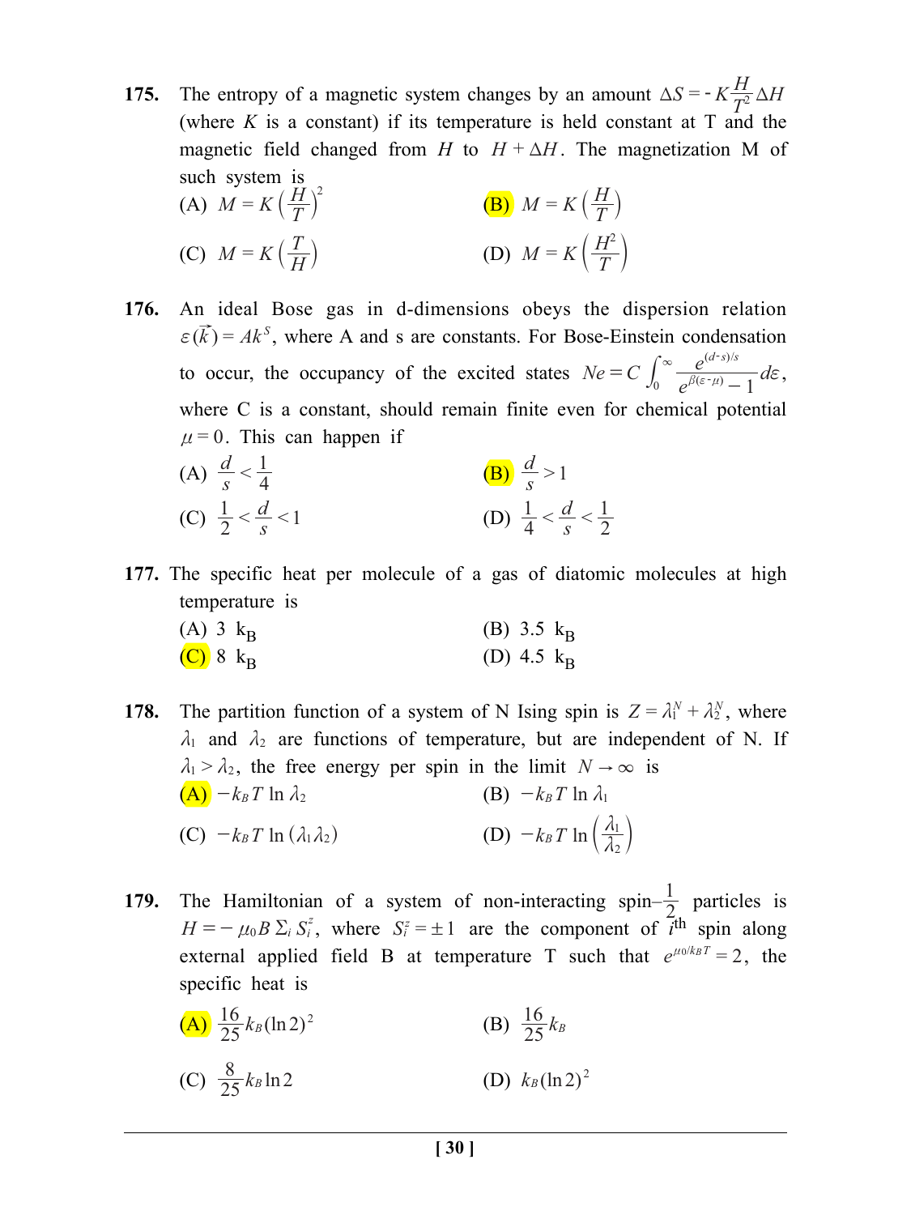**175.** The entropy of a magnetic system changes by an amount $\Delta S = -K\frac{H}{T^2}\Delta H$ (where $K$ is a constant) if its temperature is held constant at T and the magnetic field changed from $H$ to $H + \Delta H$. The magnetization M of such system is

(A) $M = K\left(\frac{H}{T}\right)^2$

(B) $M = K\left(\frac{H}{T}\right)$

(C) $M = K\left(\frac{T}{H}\right)$

(D) $M = K\left(\frac{H^2}{T}\right)$

**176.** An ideal Bose gas in d-dimensions obeys the dispersion relation $\varepsilon(\vec{k}) = Ak^S$, where A and s are constants. For Bose-Einstein condensation to occur, the occupancy of the excited states $Ne = C\int_0^\infty \frac{e^{(d-s)/s}}{e^{\beta(\varepsilon-\mu)}-1}d\varepsilon$, where C is a constant, should remain finite even for chemical potential $\mu = 0$. This can happen if

(A) $\frac{d}{s} < \frac{1}{4}$

(B) $\frac{d}{s} > 1$

(C) $\frac{1}{2} < \frac{d}{s} < 1$

(D) $\frac{1}{4} < \frac{d}{s} < \frac{1}{2}$

**177.** The specific heat per molecule of a gas of diatomic molecules at high temperature is

(A) 3 $k_B$

(B) 3.5 $k_B$

(C) 8 $k_B$

(D) 4.5 $k_B$

**178.** The partition function of a system of N Ising spin is $Z = \lambda_1^N + \lambda_2^N$, where $\lambda_1$ and $\lambda_2$ are functions of temperature, but are independent of N. If $\lambda_1 > \lambda_2$, the free energy per spin in the limit $N \to \infty$ is

(A) $-k_B T \ln \lambda_2$

(B) $-k_B T \ln \lambda_1$

(C) $-k_B T \ln (\lambda_1 \lambda_2)$

(D) $-k_B T \ln \left(\frac{\lambda_1}{\lambda_2}\right)$

**179.** The Hamiltonian of a system of non-interacting spin–$\frac{1}{2}$ particles is $H = -\mu_0 B \Sigma_i S_i^z$, where $S_i^z = \pm 1$ are the component of $i^{th}$ spin along external applied field B at temperature T such that $e^{\mu_0/k_B T} = 2$, the specific heat is

(A) $\frac{16}{25}k_B(\ln 2)^2$

(B) $\frac{16}{25}k_B$

(C) $\frac{8}{25}k_B \ln 2$

(D) $k_B(\ln 2)^2$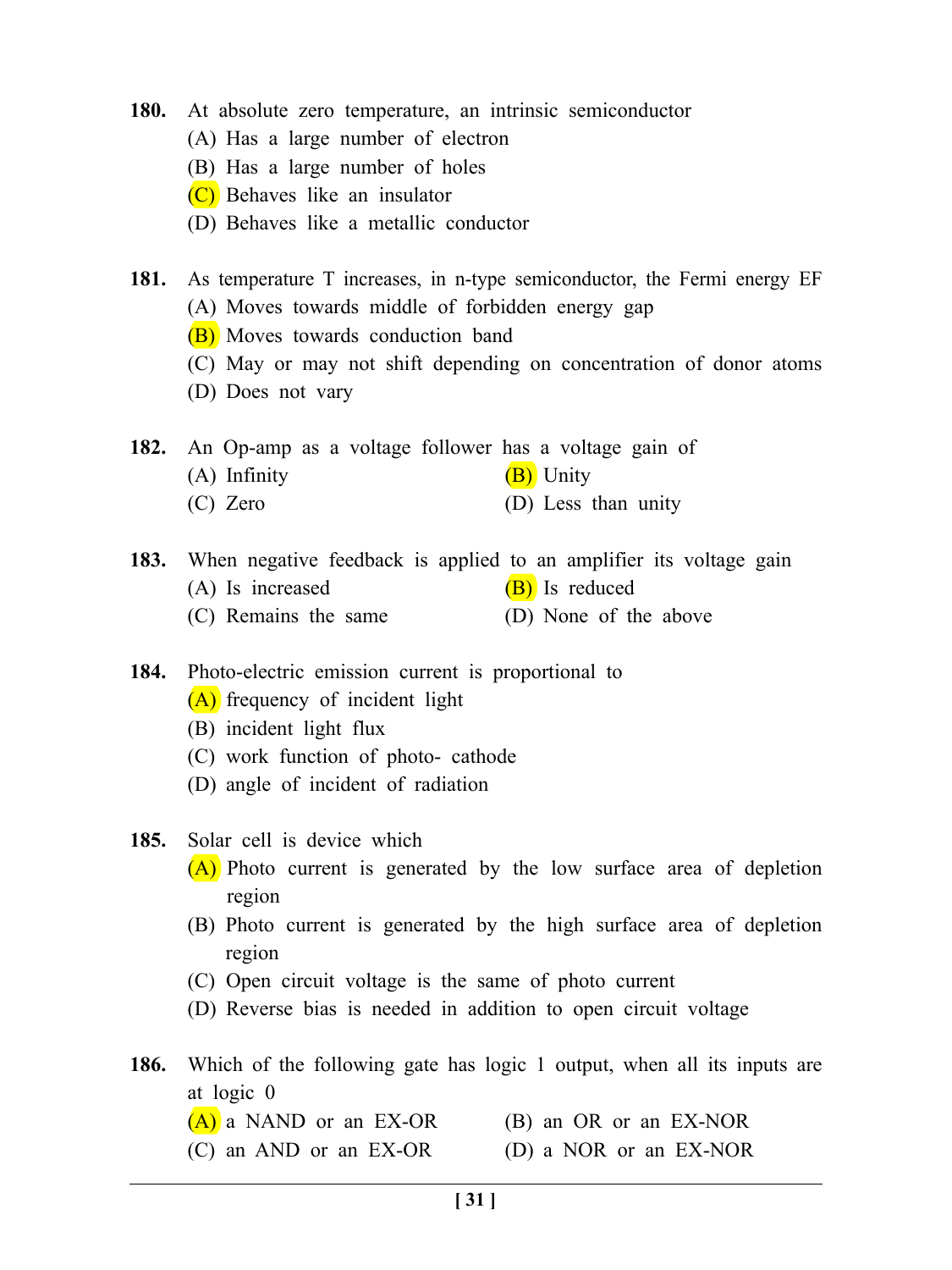**180.** At absolute zero temperature, an intrinsic semiconductor

(A) Has a large number of electron

(B) Has a large number of holes

(C) Behaves like an insulator

(D) Behaves like a metallic conductor

**181.** As temperature T increases, in n-type semiconductor, the Fermi energy EF

(A) Moves towards middle of forbidden energy gap

(B) Moves towards conduction band

(C) May or may not shift depending on concentration of donor atoms

(D) Does not vary

**182.** An Op-amp as a voltage follower has a voltage gain of

(A) Infinity

(B) Unity

(C) Zero

(D) Less than unity

**183.** When negative feedback is applied to an amplifier its voltage gain

(A) Is increased

(B) Is reduced

(C) Remains the same

(D) None of the above

**184.** Photo-electric emission current is proportional to

(A) frequency of incident light

(B) incident light flux

(C) work function of photo- cathode

(D) angle of incident of radiation

**185.** Solar cell is device which

(A) Photo current is generated by the low surface area of depletion region

(B) Photo current is generated by the high surface area of depletion region

(C) Open circuit voltage is the same of photo current

(D) Reverse bias is needed in addition to open circuit voltage

**186.** Which of the following gate has logic 1 output, when all its inputs are at logic 0

(A) a NAND or an EX-OR

(B) an OR or an EX-NOR

(C) an AND or an EX-OR

(D) a NOR or an EX-NOR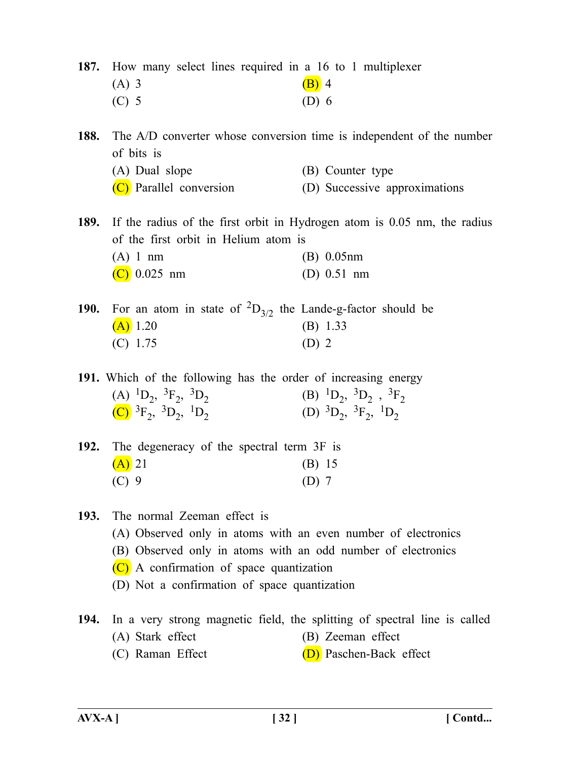**187.** How many select lines required in a 16 to 1 multiplexer

(A) 3  
(B) 4  
(C) 5  
(D) 6

**188.** The A/D converter whose conversion time is independent of the number of bits is

(A) Dual slope  
(B) Counter type  
(C) Parallel conversion  
(D) Successive approximations

**189.** If the radius of the first orbit in Hydrogen atom is 0.05 nm, the radius of the first orbit in Helium atom is

(A) 1 nm  
(B) 0.05nm  
(C) 0.025 nm  
(D) 0.51 nm

**190.** For an atom in state of $^2D_{3/2}$ the Lande-g-factor should be

(A) 1.20  
(B) 1.33  
(C) 1.75  
(D) 2

**191.** Which of the following has the order of increasing energy

(A) $^1D_2$, $^3F_2$, $^3D_2$  
(B) $^1D_2$, $^3D_2$ , $^3F_2$  
(C) $^3F_2$, $^3D_2$, $^1D_2$  
(D) $^3D_2$, $^3F_2$, $^1D_2$

**192.** The degeneracy of the spectral term 3F is

(A) 21  
(B) 15  
(C) 9  
(D) 7

**193.** The normal Zeeman effect is

(A) Observed only in atoms with an even number of electronics  
(B) Observed only in atoms with an odd number of electronics  
(C) A confirmation of space quantization  
(D) Not a confirmation of space quantization

**194.** In a very strong magnetic field, the splitting of spectral line is called

(A) Stark effect  
(B) Zeeman effect  
(C) Raman Effect  
(D) Paschen-Back effect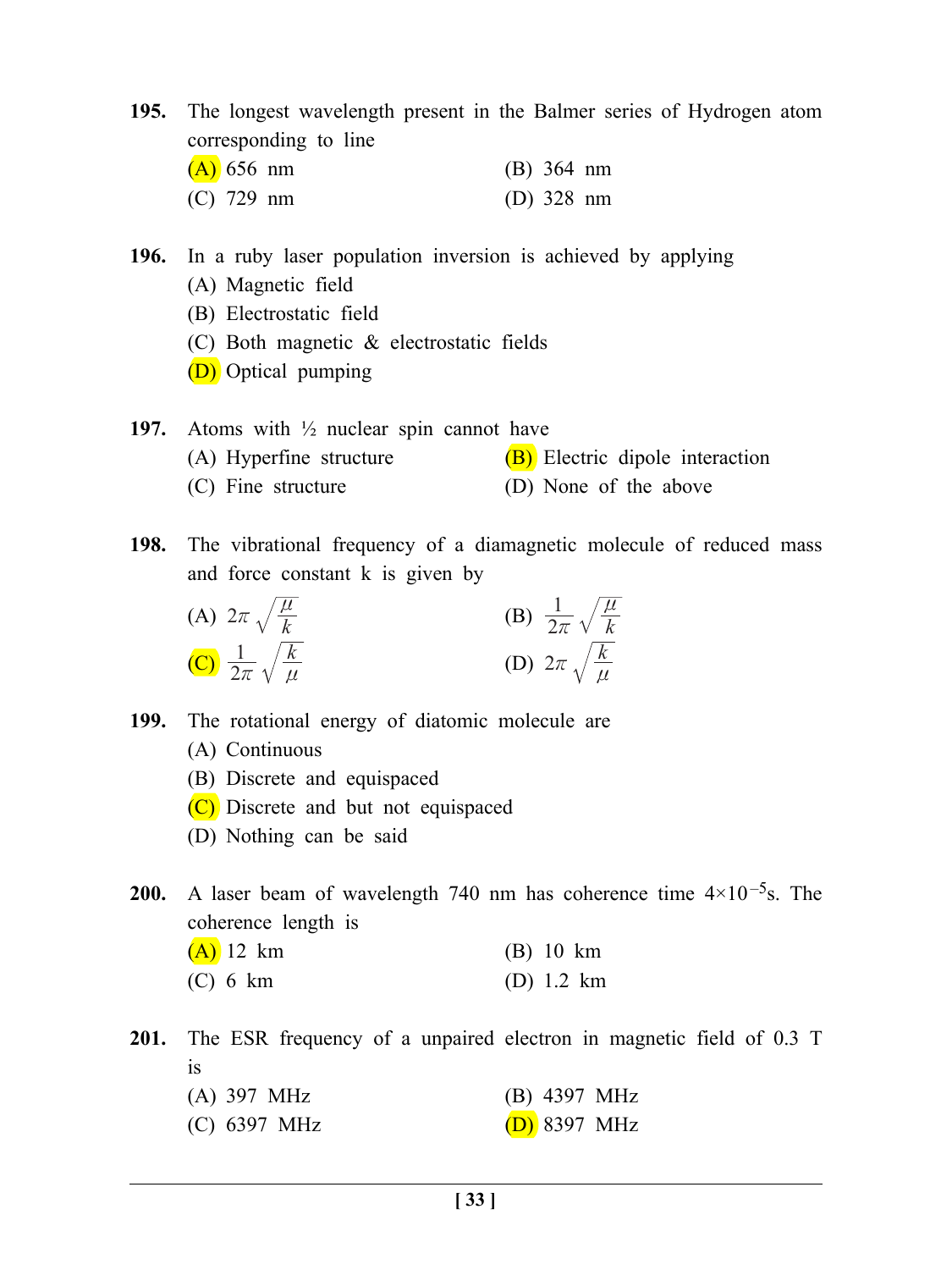**195.** The longest wavelength present in the Balmer series of Hydrogen atom corresponding to line

(A) 656 nm
(B) 364 nm
(C) 729 nm
(D) 328 nm

**196.** In a ruby laser population inversion is achieved by applying

(A) Magnetic field
(B) Electrostatic field
(C) Both magnetic & electrostatic fields
(D) Optical pumping

**197.** Atoms with ½ nuclear spin cannot have

(A) Hyperfine structure
(B) Electric dipole interaction
(C) Fine structure
(D) None of the above

**198.** The vibrational frequency of a diamagnetic molecule of reduced mass and force constant k is given by

(A) $2\pi\sqrt{\frac{\mu}{k}}$
(B) $\frac{1}{2\pi}\sqrt{\frac{\mu}{k}}$
(C) $\frac{1}{2\pi}\sqrt{\frac{k}{\mu}}$
(D) $2\pi\sqrt{\frac{k}{\mu}}$

**199.** The rotational energy of diatomic molecule are

(A) Continuous
(B) Discrete and equispaced
(C) Discrete and but not equispaced
(D) Nothing can be said

**200.** A laser beam of wavelength 740 nm has coherence time $4 \times 10^{-5}$s. The coherence length is

(A) 12 km
(B) 10 km
(C) 6 km
(D) 1.2 km

**201.** The ESR frequency of a unpaired electron in magnetic field of 0.3 T is

(A) 397 MHz
(B) 4397 MHz
(C) 6397 MHz
(D) 8397 MHz